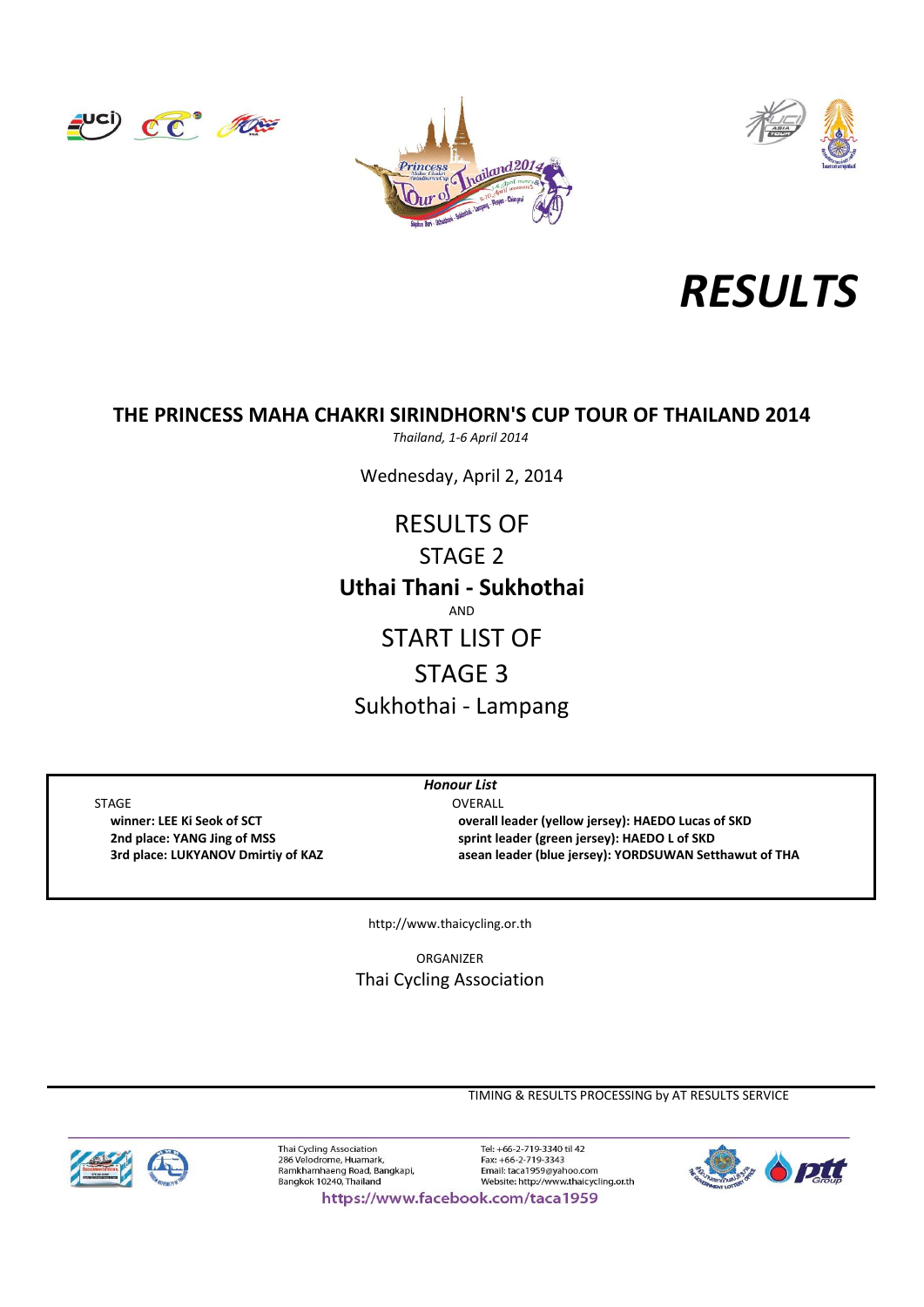# RESULTS

## THE PRINCESS MAHA CHAKRI SIRINDHORN'S CUP TOUR OF THAILAND 2014

*Thailand, 1-6 April 2014*

Wednesday, April 2, 2014

RESULTS OF

STAGE 2

**Uthai Thani - Sukhothai**

AND

START LIST OF

STAGE 3

Sukhothai - Lampang

***Honour List***

STAGE

- **winner: LEE Ki Seok of SCT**
- **2nd place: YANG Jing of MSS**
- **3rd place: LUKYANOV Dmirtiy of KAZ**

OVERALL

- **overall leader (yellow jersey): HAEDO Lucas of SKD**
- **sprint leader (green jersey): HAEDO L of SKD**
- **asean leader (blue jersey): YORDSUWAN Setthawut of THA**

http://www.thaicycling.or.th

ORGANIZER

Thai Cycling Association

TIMING & RESULTS PROCESSING by AT RESULTS SERVICE

Thai Cycling Association
286 Velodrome, Huamark,
Ramkhamhaeng Road, Bangkapi,
Bangkok 10240, Thailand

Tel: +66-2-719-3340 til 42
Fax: +66-2-719-3343
Email: taca1959@yahoo.com
Website: http://www.thaicycling.or.th

https://www.facebook.com/taca1959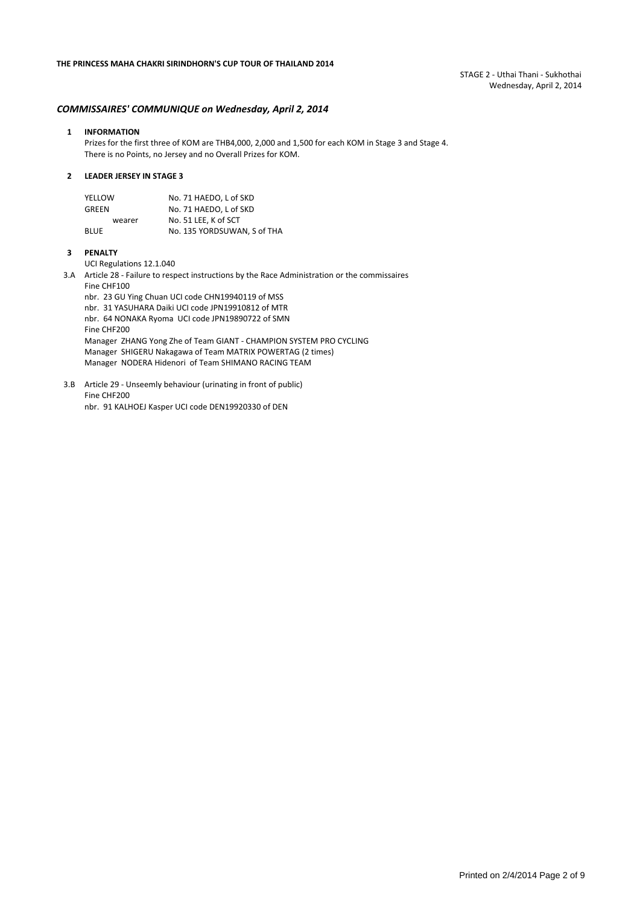**THE PRINCESS MAHA CHAKRI SIRINDHORN'S CUP TOUR OF THAILAND 2014**

STAGE 2 - Uthai Thani - Sukhothai
Wednesday, April 2, 2014

## *COMMISSAIRES' COMMUNIQUE on Wednesday, April 2, 2014*

### 1 INFORMATION

Prizes for the first three of KOM are THB4,000, 2,000 and 1,500 for each KOM in Stage 3 and Stage 4.
There is no Points, no Jersey and no Overall Prizes for KOM.

### 2 LEADER JERSEY IN STAGE 3

| | |
|---|---|
| YELLOW | No. 71 HAEDO, L of SKD |
| GREEN | No. 71 HAEDO, L of SKD |
| wearer | No. 51 LEE, K of SCT |
| BLUE | No. 135 YORDSUWAN, S of THA |

### 3 PENALTY

UCI Regulations 12.1.040

3.A Article 28 - Failure to respect instructions by the Race Administration or the commissaires

Fine CHF100

nbr. 23 GU Ying Chuan UCI code CHN19940119 of MSS
nbr. 31 YASUHARA Daiki UCI code JPN19910812 of MTR
nbr. 64 NONAKA Ryoma UCI code JPN19890722 of SMN

Fine CHF200

Manager ZHANG Yong Zhe of Team GIANT - CHAMPION SYSTEM PRO CYCLING
Manager SHIGERU Nakagawa of Team MATRIX POWERTAG (2 times)
Manager NODERA Hidenori of Team SHIMANO RACING TEAM

3.B Article 29 - Unseemly behaviour (urinating in front of public)

Fine CHF200

nbr. 91 KALHOEJ Kasper UCI code DEN19920330 of DEN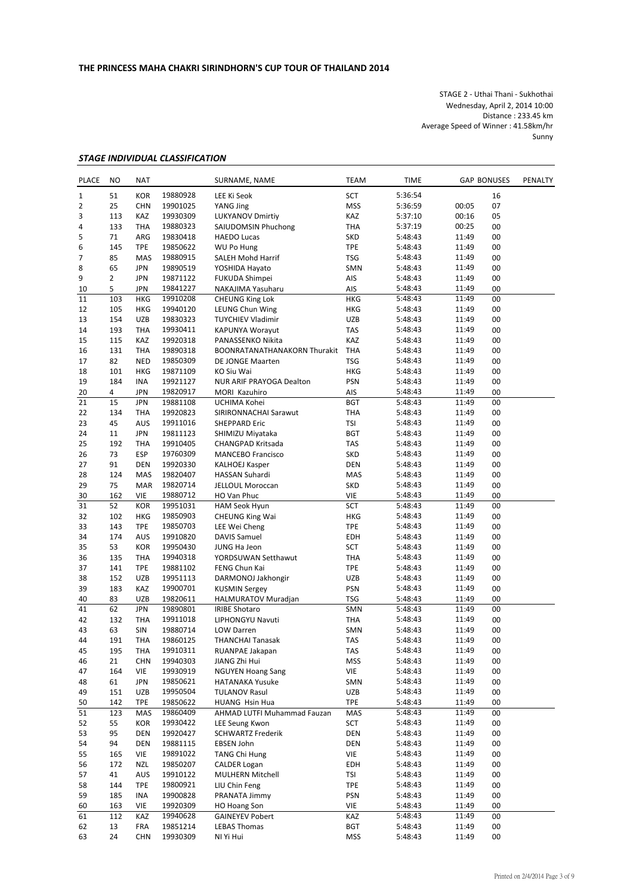## THE PRINCESS MAHA CHAKRI SIRINDHORN'S CUP TOUR OF THAILAND 2014

STAGE 2 - Uthai Thani - Sukhothai
Wednesday, April 2, 2014 10:00
Distance : 233.45 km
Average Speed of Winner : 41.58km/hr
Sunny

### *STAGE INDIVIDUAL CLASSIFICATION*

| PLACE | NO | NAT | | SURNAME, NAME | TEAM | TIME | GAP | BONUSES | PENALTY |
|---|---|---|---|---|---|---|---|---|---|
| 1 | 51 | KOR | 19880928 | LEE Ki Seok | SCT | 5:36:54 | | 16 | |
| 2 | 25 | CHN | 19901025 | YANG Jing | MSS | 5:36:59 | 00:05 | 07 | |
| 3 | 113 | KAZ | 19930309 | LUKYANOV Dmirtiy | KAZ | 5:37:10 | 00:16 | 05 | |
| 4 | 133 | THA | 19880323 | SAIUDOMSIN Phuchong | THA | 5:37:19 | 00:25 | 00 | |
| 5 | 71 | ARG | 19830418 | HAEDO Lucas | SKD | 5:48:43 | 11:49 | 00 | |
| 6 | 145 | TPE | 19850622 | WU Po Hung | TPE | 5:48:43 | 11:49 | 00 | |
| 7 | 85 | MAS | 19880915 | SALEH Mohd Harrif | TSG | 5:48:43 | 11:49 | 00 | |
| 8 | 65 | JPN | 19890519 | YOSHIDA Hayato | SMN | 5:48:43 | 11:49 | 00 | |
| 9 | 2 | JPN | 19871122 | FUKUDA Shimpei | AIS | 5:48:43 | 11:49 | 00 | |
| 10 | 5 | JPN | 19841227 | NAKAJIMA Yasuharu | AIS | 5:48:43 | 11:49 | 00 | |
| 11 | 103 | HKG | 19910208 | CHEUNG King Lok | HKG | 5:48:43 | 11:49 | 00 | |
| 12 | 105 | HKG | 19940120 | LEUNG Chun Wing | HKG | 5:48:43 | 11:49 | 00 | |
| 13 | 154 | UZB | 19830323 | TUYCHIEV Vladimir | UZB | 5:48:43 | 11:49 | 00 | |
| 14 | 193 | THA | 19930411 | KAPUNYA Worayut | TAS | 5:48:43 | 11:49 | 00 | |
| 15 | 115 | KAZ | 19920318 | PANASSENKO Nikita | KAZ | 5:48:43 | 11:49 | 00 | |
| 16 | 131 | THA | 19890318 | BOONRATANATHANAKORN Thurakit | THA | 5:48:43 | 11:49 | 00 | |
| 17 | 82 | NED | 19850309 | DE JONGE Maarten | TSG | 5:48:43 | 11:49 | 00 | |
| 18 | 101 | HKG | 19871109 | KO Siu Wai | HKG | 5:48:43 | 11:49 | 00 | |
| 19 | 184 | INA | 19921127 | NUR ARIF PRAYOGA Dealton | PSN | 5:48:43 | 11:49 | 00 | |
| 20 | 4 | JPN | 19820917 | MORI Kazuhiro | AIS | 5:48:43 | 11:49 | 00 | |
| 21 | 15 | JPN | 19881108 | UCHIMA Kohei | BGT | 5:48:43 | 11:49 | 00 | |
| 22 | 134 | THA | 19920823 | SIRIRONNACHAI Sarawut | THA | 5:48:43 | 11:49 | 00 | |
| 23 | 45 | AUS | 19911016 | SHEPPARD Eric | TSI | 5:48:43 | 11:49 | 00 | |
| 24 | 11 | JPN | 19811123 | SHIMIZU Miyataka | BGT | 5:48:43 | 11:49 | 00 | |
| 25 | 192 | THA | 19910405 | CHANGPAD Kritsada | TAS | 5:48:43 | 11:49 | 00 | |
| 26 | 73 | ESP | 19760309 | MANCEBO Francisco | SKD | 5:48:43 | 11:49 | 00 | |
| 27 | 91 | DEN | 19920330 | KALHOEJ Kasper | DEN | 5:48:43 | 11:49 | 00 | |
| 28 | 124 | MAS | 19820407 | HASSAN Suhardi | MAS | 5:48:43 | 11:49 | 00 | |
| 29 | 75 | MAR | 19820714 | JELLOUL Moroccan | SKD | 5:48:43 | 11:49 | 00 | |
| 30 | 162 | VIE | 19880712 | HO Van Phuc | VIE | 5:48:43 | 11:49 | 00 | |
| 31 | 52 | KOR | 19951031 | HAM Seok Hyun | SCT | 5:48:43 | 11:49 | 00 | |
| 32 | 102 | HKG | 19850903 | CHEUNG King Wai | HKG | 5:48:43 | 11:49 | 00 | |
| 33 | 143 | TPE | 19850703 | LEE Wei Cheng | TPE | 5:48:43 | 11:49 | 00 | |
| 34 | 174 | AUS | 19910820 | DAVIS Samuel | EDH | 5:48:43 | 11:49 | 00 | |
| 35 | 53 | KOR | 19950430 | JUNG Ha Jeon | SCT | 5:48:43 | 11:49 | 00 | |
| 36 | 135 | THA | 19940318 | YORDSUWAN Setthawut | THA | 5:48:43 | 11:49 | 00 | |
| 37 | 141 | TPE | 19881102 | FENG Chun Kai | TPE | 5:48:43 | 11:49 | 00 | |
| 38 | 152 | UZB | 19951113 | DARMONOJ Jakhongir | UZB | 5:48:43 | 11:49 | 00 | |
| 39 | 183 | KAZ | 19900701 | KUSMIN Sergey | PSN | 5:48:43 | 11:49 | 00 | |
| 40 | 83 | UZB | 19820611 | HALMURATOV Muradjan | TSG | 5:48:43 | 11:49 | 00 | |
| 41 | 62 | JPN | 19890801 | IRIBE Shotaro | SMN | 5:48:43 | 11:49 | 00 | |
| 42 | 132 | THA | 19911018 | LIPHONGYU Navuti | THA | 5:48:43 | 11:49 | 00 | |
| 43 | 63 | SIN | 19880714 | LOW Darren | SMN | 5:48:43 | 11:49 | 00 | |
| 44 | 191 | THA | 19860125 | THANCHAI Tanasak | TAS | 5:48:43 | 11:49 | 00 | |
| 45 | 195 | THA | 19910311 | RUANPAE Jakapan | TAS | 5:48:43 | 11:49 | 00 | |
| 46 | 21 | CHN | 19940303 | JIANG Zhi Hui | MSS | 5:48:43 | 11:49 | 00 | |
| 47 | 164 | VIE | 19930919 | NGUYEN Hoang Sang | VIE | 5:48:43 | 11:49 | 00 | |
| 48 | 61 | JPN | 19850621 | HATANAKA Yusuke | SMN | 5:48:43 | 11:49 | 00 | |
| 49 | 151 | UZB | 19950504 | TULANOV Rasul | UZB | 5:48:43 | 11:49 | 00 | |
| 50 | 142 | TPE | 19850622 | HUANG Hsin Hua | TPE | 5:48:43 | 11:49 | 00 | |
| 51 | 123 | MAS | 19860409 | AHMAD LUTFI Muhammad Fauzan | MAS | 5:48:43 | 11:49 | 00 | |
| 52 | 55 | KOR | 19930422 | LEE Seung Kwon | SCT | 5:48:43 | 11:49 | 00 | |
| 53 | 95 | DEN | 19920427 | SCHWARTZ Frederik | DEN | 5:48:43 | 11:49 | 00 | |
| 54 | 94 | DEN | 19881115 | EBSEN John | DEN | 5:48:43 | 11:49 | 00 | |
| 55 | 165 | VIE | 19891022 | TANG Chi Hung | VIE | 5:48:43 | 11:49 | 00 | |
| 56 | 172 | NZL | 19850207 | CALDER Logan | EDH | 5:48:43 | 11:49 | 00 | |
| 57 | 41 | AUS | 19910122 | MULHERN Mitchell | TSI | 5:48:43 | 11:49 | 00 | |
| 58 | 144 | TPE | 19800921 | LIU Chin Feng | TPE | 5:48:43 | 11:49 | 00 | |
| 59 | 185 | INA | 19900828 | PRANATA Jimmy | PSN | 5:48:43 | 11:49 | 00 | |
| 60 | 163 | VIE | 19920309 | HO Hoang Son | VIE | 5:48:43 | 11:49 | 00 | |
| 61 | 112 | KAZ | 19940628 | GAINEYEV Pobert | KAZ | 5:48:43 | 11:49 | 00 | |
| 62 | 13 | FRA | 19851214 | LEBAS Thomas | BGT | 5:48:43 | 11:49 | 00 | |
| 63 | 24 | CHN | 19930309 | NI Yi Hui | MSS | 5:48:43 | 11:49 | 00 | |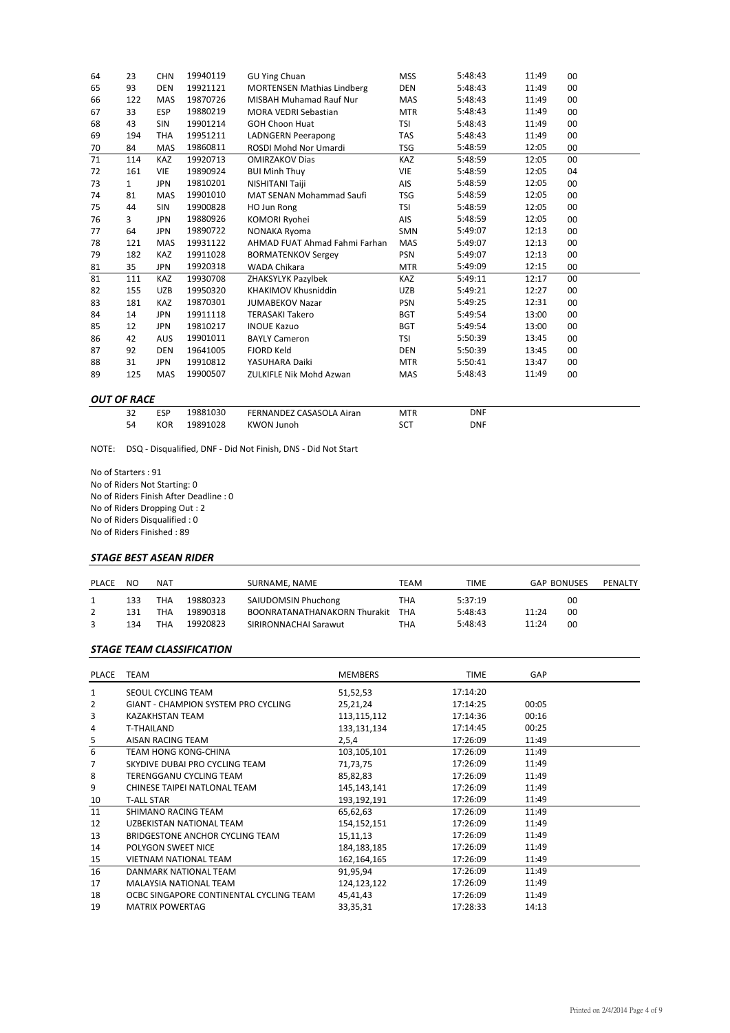| 64 | 23 | CHN | 19940119 | GU Ying Chuan | MSS | 5:48:43 | 11:49 | 00 |
|---|---|---|---|---|---|---|---|---|
| 65 | 93 | DEN | 19921121 | MORTENSEN Mathias Lindberg | DEN | 5:48:43 | 11:49 | 00 |
| 66 | 122 | MAS | 19870726 | MISBAH Muhamad Rauf Nur | MAS | 5:48:43 | 11:49 | 00 |
| 67 | 33 | ESP | 19880219 | MORA VEDRI Sebastian | MTR | 5:48:43 | 11:49 | 00 |
| 68 | 43 | SIN | 19901214 | GOH Choon Huat | TSI | 5:48:43 | 11:49 | 00 |
| 69 | 194 | THA | 19951211 | LADNGERN Peerapong | TAS | 5:48:43 | 11:49 | 00 |
| 70 | 84 | MAS | 19860811 | ROSDI Mohd Nor Umardi | TSG | 5:48:59 | 12:05 | 00 |
| 71 | 114 | KAZ | 19920713 | OMIRZAKOV Dias | KAZ | 5:48:59 | 12:05 | 00 |
| 72 | 161 | VIE | 19890924 | BUI Minh Thuy | VIE | 5:48:59 | 12:05 | 04 |
| 73 | 1 | JPN | 19810201 | NISHITANI Taiji | AIS | 5:48:59 | 12:05 | 00 |
| 74 | 81 | MAS | 19901010 | MAT SENAN Mohammad Saufi | TSG | 5:48:59 | 12:05 | 00 |
| 75 | 44 | SIN | 19900828 | HO Jun Rong | TSI | 5:48:59 | 12:05 | 00 |
| 76 | 3 | JPN | 19880926 | KOMORI Ryohei | AIS | 5:48:59 | 12:05 | 00 |
| 77 | 64 | JPN | 19890722 | NONAKA Ryoma | SMN | 5:49:07 | 12:13 | 00 |
| 78 | 121 | MAS | 19931122 | AHMAD FUAT Ahmad Fahmi Farhan | MAS | 5:49:07 | 12:13 | 00 |
| 79 | 182 | KAZ | 19911028 | BORMATENKOV Sergey | PSN | 5:49:07 | 12:13 | 00 |
| 81 | 35 | JPN | 19920318 | WADA Chikara | MTR | 5:49:09 | 12:15 | 00 |
| 81 | 111 | KAZ | 19930708 | ZHAKSYLYK Pazylbek | KAZ | 5:49:11 | 12:17 | 00 |
| 82 | 155 | UZB | 19950320 | KHAKIMOV Khusniddin | UZB | 5:49:21 | 12:27 | 00 |
| 83 | 181 | KAZ | 19870301 | JUMABEKOV Nazar | PSN | 5:49:25 | 12:31 | 00 |
| 84 | 14 | JPN | 19911118 | TERASAKI Takero | BGT | 5:49:54 | 13:00 | 00 |
| 85 | 12 | JPN | 19810217 | INOUE Kazuo | BGT | 5:49:54 | 13:00 | 00 |
| 86 | 42 | AUS | 19901011 | BAYLY Cameron | TSI | 5:50:39 | 13:45 | 00 |
| 87 | 92 | DEN | 19641005 | FJORD Keld | DEN | 5:50:39 | 13:45 | 00 |
| 88 | 31 | JPN | 19910812 | YASUHARA Daiki | MTR | 5:50:41 | 13:47 | 00 |
| 89 | 125 | MAS | 19900507 | ZULKIFLE Nik Mohd Azwan | MAS | 5:48:43 | 11:49 | 00 |

### *OUT OF RACE*

| | NO | NAT | | NAME | TEAM | TIME |
|---|---|---|---|---|---|---|
| | 32 | ESP | 19881030 | FERNANDEZ CASASOLA Airan | MTR | DNF |
| | 54 | KOR | 19891028 | KWON Junoh | SCT | DNF |

NOTE: DSQ - Disqualified, DNF - Did Not Finish, DNS - Did Not Start

No of Starters : 91
No of Riders Not Starting: 0
No of Riders Finish After Deadline : 0
No of Riders Dropping Out : 2
No of Riders Disqualified : 0
No of Riders Finished : 89

### *STAGE BEST ASEAN RIDER*

| PLACE | NO | NAT | | SURNAME, NAME | TEAM | TIME | GAP | BONUSES | PENALTY |
|---|---|---|---|---|---|---|---|---|---|
| 1 | 133 | THA | 19880323 | SAIUDOMSIN Phuchong | THA | 5:37:19 | | 00 | |
| 2 | 131 | THA | 19890318 | BOONRATANATHANAKORN Thurakit | THA | 5:48:43 | 11:24 | 00 | |
| 3 | 134 | THA | 19920823 | SIRIRONNACHAI Sarawut | THA | 5:48:43 | 11:24 | 00 | |

### *STAGE TEAM CLASSIFICATION*

| PLACE | TEAM | MEMBERS | TIME | GAP |
|---|---|---|---|---|
| 1 | SEOUL CYCLING TEAM | 51,52,53 | 17:14:20 | |
| 2 | GIANT - CHAMPION SYSTEM PRO CYCLING | 25,21,24 | 17:14:25 | 00:05 |
| 3 | KAZAKHSTAN TEAM | 113,115,112 | 17:14:36 | 00:16 |
| 4 | T-THAILAND | 133,131,134 | 17:14:45 | 00:25 |
| 5 | AISAN RACING TEAM | 2,5,4 | 17:26:09 | 11:49 |
| 6 | TEAM HONG KONG-CHINA | 103,105,101 | 17:26:09 | 11:49 |
| 7 | SKYDIVE DUBAI PRO CYCLING TEAM | 71,73,75 | 17:26:09 | 11:49 |
| 8 | TERENGGANU CYCLING TEAM | 85,82,83 | 17:26:09 | 11:49 |
| 9 | CHINESE TAIPEI NATLONAL TEAM | 145,143,141 | 17:26:09 | 11:49 |
| 10 | T-ALL STAR | 193,192,191 | 17:26:09 | 11:49 |
| 11 | SHIMANO RACING TEAM | 65,62,63 | 17:26:09 | 11:49 |
| 12 | UZBEKISTAN NATIONAL TEAM | 154,152,151 | 17:26:09 | 11:49 |
| 13 | BRIDGESTONE ANCHOR CYCLING TEAM | 15,11,13 | 17:26:09 | 11:49 |
| 14 | POLYGON SWEET NICE | 184,183,185 | 17:26:09 | 11:49 |
| 15 | VIETNAM NATIONAL TEAM | 162,164,165 | 17:26:09 | 11:49 |
| 16 | DANMARK NATIONAL TEAM | 91,95,94 | 17:26:09 | 11:49 |
| 17 | MALAYSIA NATIONAL TEAM | 124,123,122 | 17:26:09 | 11:49 |
| 18 | OCBC SINGAPORE CONTINENTAL CYCLING TEAM | 45,41,43 | 17:26:09 | 11:49 |
| 19 | MATRIX POWERTAG | 33,35,31 | 17:28:33 | 14:13 |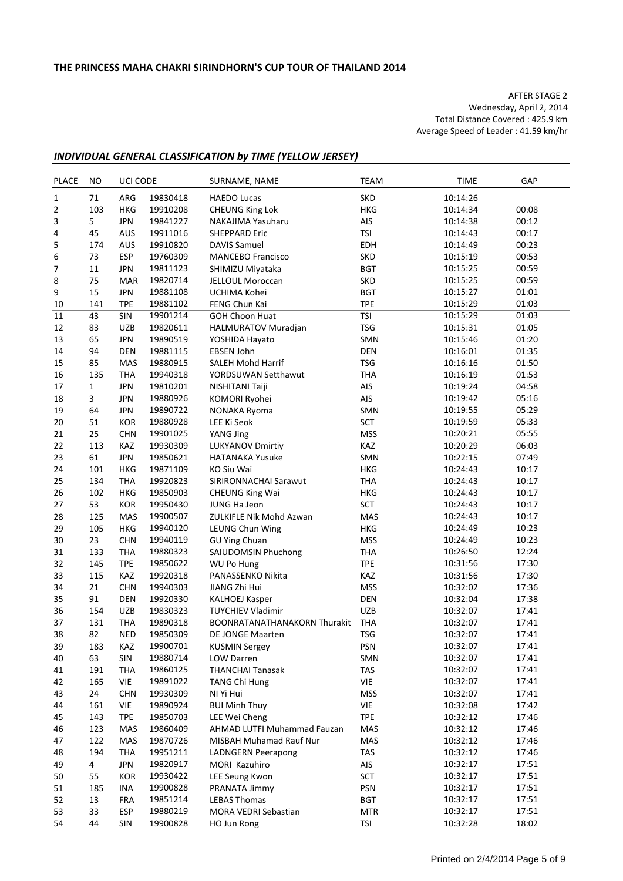**THE PRINCESS MAHA CHAKRI SIRINDHORN'S CUP TOUR OF THAILAND 2014**

AFTER STAGE 2
Wednesday, April 2, 2014
Total Distance Covered : 425.9 km
Average Speed of Leader : 41.59 km/hr

## *INDIVIDUAL GENERAL CLASSIFICATION by TIME (YELLOW JERSEY)*

| PLACE | NO | UCI CODE | | SURNAME, NAME | TEAM | TIME | GAP |
|---|---|---|---|---|---|---|---|
| 1 | 71 | ARG | 19830418 | HAEDO Lucas | SKD | 10:14:26 | |
| 2 | 103 | HKG | 19910208 | CHEUNG King Lok | HKG | 10:14:34 | 00:08 |
| 3 | 5 | JPN | 19841227 | NAKAJIMA Yasuharu | AIS | 10:14:38 | 00:12 |
| 4 | 45 | AUS | 19911016 | SHEPPARD Eric | TSI | 10:14:43 | 00:17 |
| 5 | 174 | AUS | 19910820 | DAVIS Samuel | EDH | 10:14:49 | 00:23 |
| 6 | 73 | ESP | 19760309 | MANCEBO Francisco | SKD | 10:15:19 | 00:53 |
| 7 | 11 | JPN | 19811123 | SHIMIZU Miyataka | BGT | 10:15:25 | 00:59 |
| 8 | 75 | MAR | 19820714 | JELLOUL Moroccan | SKD | 10:15:25 | 00:59 |
| 9 | 15 | JPN | 19881108 | UCHIMA Kohei | BGT | 10:15:27 | 01:01 |
| 10 | 141 | TPE | 19881102 | FENG Chun Kai | TPE | 10:15:29 | 01:03 |
| 11 | 43 | SIN | 19901214 | GOH Choon Huat | TSI | 10:15:29 | 01:03 |
| 12 | 83 | UZB | 19820611 | HALMURATOV Muradjan | TSG | 10:15:31 | 01:05 |
| 13 | 65 | JPN | 19890519 | YOSHIDA Hayato | SMN | 10:15:46 | 01:20 |
| 14 | 94 | DEN | 19881115 | EBSEN John | DEN | 10:16:01 | 01:35 |
| 15 | 85 | MAS | 19880915 | SALEH Mohd Harrif | TSG | 10:16:16 | 01:50 |
| 16 | 135 | THA | 19940318 | YORDSUWAN Setthawut | THA | 10:16:19 | 01:53 |
| 17 | 1 | JPN | 19810201 | NISHITANI Taiji | AIS | 10:19:24 | 04:58 |
| 18 | 3 | JPN | 19880926 | KOMORI Ryohei | AIS | 10:19:42 | 05:16 |
| 19 | 64 | JPN | 19890722 | NONAKA Ryoma | SMN | 10:19:55 | 05:29 |
| 20 | 51 | KOR | 19880928 | LEE Ki Seok | SCT | 10:19:59 | 05:33 |
| 21 | 25 | CHN | 19901025 | YANG Jing | MSS | 10:20:21 | 05:55 |
| 22 | 113 | KAZ | 19930309 | LUKYANOV Dmirtiy | KAZ | 10:20:29 | 06:03 |
| 23 | 61 | JPN | 19850621 | HATANAKA Yusuke | SMN | 10:22:15 | 07:49 |
| 24 | 101 | HKG | 19871109 | KO Siu Wai | HKG | 10:24:43 | 10:17 |
| 25 | 134 | THA | 19920823 | SIRIRONNACHAI Sarawut | THA | 10:24:43 | 10:17 |
| 26 | 102 | HKG | 19850903 | CHEUNG King Wai | HKG | 10:24:43 | 10:17 |
| 27 | 53 | KOR | 19950430 | JUNG Ha Jeon | SCT | 10:24:43 | 10:17 |
| 28 | 125 | MAS | 19900507 | ZULKIFLE Nik Mohd Azwan | MAS | 10:24:43 | 10:17 |
| 29 | 105 | HKG | 19940120 | LEUNG Chun Wing | HKG | 10:24:49 | 10:23 |
| 30 | 23 | CHN | 19940119 | GU Ying Chuan | MSS | 10:24:49 | 10:23 |
| 31 | 133 | THA | 19880323 | SAIUDOMSIN Phuchong | THA | 10:26:50 | 12:24 |
| 32 | 145 | TPE | 19850622 | WU Po Hung | TPE | 10:31:56 | 17:30 |
| 33 | 115 | KAZ | 19920318 | PANASSENKO Nikita | KAZ | 10:31:56 | 17:30 |
| 34 | 21 | CHN | 19940303 | JIANG Zhi Hui | MSS | 10:32:02 | 17:36 |
| 35 | 91 | DEN | 19920330 | KALHOEJ Kasper | DEN | 10:32:04 | 17:38 |
| 36 | 154 | UZB | 19830323 | TUYCHIEV Vladimir | UZB | 10:32:07 | 17:41 |
| 37 | 131 | THA | 19890318 | BOONRATANATHANAKORN Thurakit | THA | 10:32:07 | 17:41 |
| 38 | 82 | NED | 19850309 | DE JONGE Maarten | TSG | 10:32:07 | 17:41 |
| 39 | 183 | KAZ | 19900701 | KUSMIN Sergey | PSN | 10:32:07 | 17:41 |
| 40 | 63 | SIN | 19880714 | LOW Darren | SMN | 10:32:07 | 17:41 |
| 41 | 191 | THA | 19860125 | THANCHAI Tanasak | TAS | 10:32:07 | 17:41 |
| 42 | 165 | VIE | 19891022 | TANG Chi Hung | VIE | 10:32:07 | 17:41 |
| 43 | 24 | CHN | 19930309 | NI Yi Hui | MSS | 10:32:07 | 17:41 |
| 44 | 161 | VIE | 19890924 | BUI Minh Thuy | VIE | 10:32:08 | 17:42 |
| 45 | 143 | TPE | 19850703 | LEE Wei Cheng | TPE | 10:32:12 | 17:46 |
| 46 | 123 | MAS | 19860409 | AHMAD LUTFI Muhammad Fauzan | MAS | 10:32:12 | 17:46 |
| 47 | 122 | MAS | 19870726 | MISBAH Muhamad Rauf Nur | MAS | 10:32:12 | 17:46 |
| 48 | 194 | THA | 19951211 | LADNGERN Peerapong | TAS | 10:32:12 | 17:46 |
| 49 | 4 | JPN | 19820917 | MORI Kazuhiro | AIS | 10:32:17 | 17:51 |
| 50 | 55 | KOR | 19930422 | LEE Seung Kwon | SCT | 10:32:17 | 17:51 |
| 51 | 185 | INA | 19900828 | PRANATA Jimmy | PSN | 10:32:17 | 17:51 |
| 52 | 13 | FRA | 19851214 | LEBAS Thomas | BGT | 10:32:17 | 17:51 |
| 53 | 33 | ESP | 19880219 | MORA VEDRI Sebastian | MTR | 10:32:17 | 17:51 |
| 54 | 44 | SIN | 19900828 | HO Jun Rong | TSI | 10:32:28 | 18:02 |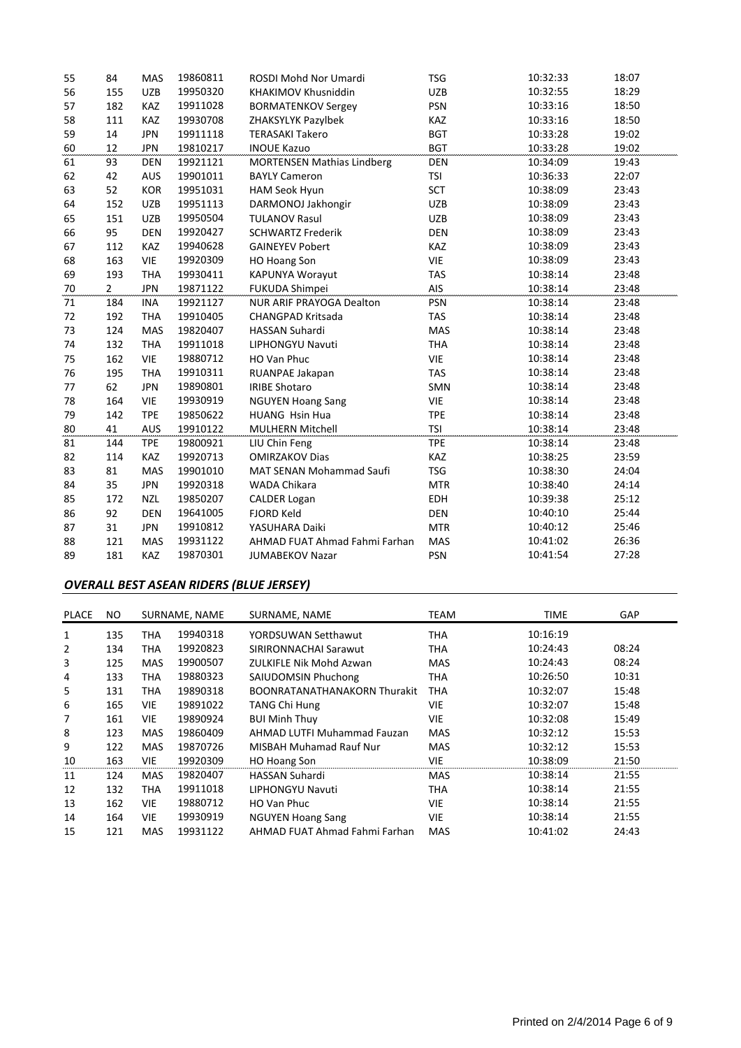| | | | | | | | |
|---|---|---|---|---|---|---|---|
| 55 | 84 | MAS | 19860811 | ROSDI Mohd Nor Umardi | TSG | 10:32:33 | 18:07 |
| 56 | 155 | UZB | 19950320 | KHAKIMOV Khusniddin | UZB | 10:32:55 | 18:29 |
| 57 | 182 | KAZ | 19911028 | BORMATENKOV Sergey | PSN | 10:33:16 | 18:50 |
| 58 | 111 | KAZ | 19930708 | ZHAKSYLYK Pazylbek | KAZ | 10:33:16 | 18:50 |
| 59 | 14 | JPN | 19911118 | TERASAKI Takero | BGT | 10:33:28 | 19:02 |
| 60 | 12 | JPN | 19810217 | INOUE Kazuo | BGT | 10:33:28 | 19:02 |
| 61 | 93 | DEN | 19921121 | MORTENSEN Mathias Lindberg | DEN | 10:34:09 | 19:43 |
| 62 | 42 | AUS | 19901011 | BAYLY Cameron | TSI | 10:36:33 | 22:07 |
| 63 | 52 | KOR | 19951031 | HAM Seok Hyun | SCT | 10:38:09 | 23:43 |
| 64 | 152 | UZB | 19951113 | DARMONOJ Jakhongir | UZB | 10:38:09 | 23:43 |
| 65 | 151 | UZB | 19950504 | TULANOV Rasul | UZB | 10:38:09 | 23:43 |
| 66 | 95 | DEN | 19920427 | SCHWARTZ Frederik | DEN | 10:38:09 | 23:43 |
| 67 | 112 | KAZ | 19940628 | GAINEYEV Pobert | KAZ | 10:38:09 | 23:43 |
| 68 | 163 | VIE | 19920309 | HO Hoang Son | VIE | 10:38:09 | 23:43 |
| 69 | 193 | THA | 19930411 | KAPUNYA Worayut | TAS | 10:38:14 | 23:48 |
| 70 | 2 | JPN | 19871122 | FUKUDA Shimpei | AIS | 10:38:14 | 23:48 |
| 71 | 184 | INA | 19921127 | NUR ARIF PRAYOGA Dealton | PSN | 10:38:14 | 23:48 |
| 72 | 192 | THA | 19910405 | CHANGPAD Kritsada | TAS | 10:38:14 | 23:48 |
| 73 | 124 | MAS | 19820407 | HASSAN Suhardi | MAS | 10:38:14 | 23:48 |
| 74 | 132 | THA | 19911018 | LIPHONGYU Navuti | THA | 10:38:14 | 23:48 |
| 75 | 162 | VIE | 19880712 | HO Van Phuc | VIE | 10:38:14 | 23:48 |
| 76 | 195 | THA | 19910311 | RUANPAE Jakapan | TAS | 10:38:14 | 23:48 |
| 77 | 62 | JPN | 19890801 | IRIBE Shotaro | SMN | 10:38:14 | 23:48 |
| 78 | 164 | VIE | 19930919 | NGUYEN Hoang Sang | VIE | 10:38:14 | 23:48 |
| 79 | 142 | TPE | 19850622 | HUANG Hsin Hua | TPE | 10:38:14 | 23:48 |
| 80 | 41 | AUS | 19910122 | MULHERN Mitchell | TSI | 10:38:14 | 23:48 |
| 81 | 144 | TPE | 19800921 | LIU Chin Feng | TPE | 10:38:14 | 23:48 |
| 82 | 114 | KAZ | 19920713 | OMIRZAKOV Dias | KAZ | 10:38:25 | 23:59 |
| 83 | 81 | MAS | 19901010 | MAT SENAN Mohammad Saufi | TSG | 10:38:30 | 24:04 |
| 84 | 35 | JPN | 19920318 | WADA Chikara | MTR | 10:38:40 | 24:14 |
| 85 | 172 | NZL | 19850207 | CALDER Logan | EDH | 10:39:38 | 25:12 |
| 86 | 92 | DEN | 19641005 | FJORD Keld | DEN | 10:40:10 | 25:44 |
| 87 | 31 | JPN | 19910812 | YASUHARA Daiki | MTR | 10:40:12 | 25:46 |
| 88 | 121 | MAS | 19931122 | AHMAD FUAT Ahmad Fahmi Farhan | MAS | 10:41:02 | 26:36 |
| 89 | 181 | KAZ | 19870301 | JUMABEKOV Nazar | PSN | 10:41:54 | 27:28 |

### *OVERALL BEST ASEAN RIDERS (BLUE JERSEY)*

| PLACE | NO | SURNAME, NAME | | SURNAME, NAME | TEAM | TIME | GAP |
|---|---|---|---|---|---|---|---|
| 1 | 135 | THA | 19940318 | YORDSUWAN Setthawut | THA | 10:16:19 | |
| 2 | 134 | THA | 19920823 | SIRIRONNACHAI Sarawut | THA | 10:24:43 | 08:24 |
| 3 | 125 | MAS | 19900507 | ZULKIFLE Nik Mohd Azwan | MAS | 10:24:43 | 08:24 |
| 4 | 133 | THA | 19880323 | SAIUDOMSIN Phuchong | THA | 10:26:50 | 10:31 |
| 5 | 131 | THA | 19890318 | BOONRATANATHANAKORN Thurakit | THA | 10:32:07 | 15:48 |
| 6 | 165 | VIE | 19891022 | TANG Chi Hung | VIE | 10:32:07 | 15:48 |
| 7 | 161 | VIE | 19890924 | BUI Minh Thuy | VIE | 10:32:08 | 15:49 |
| 8 | 123 | MAS | 19860409 | AHMAD LUTFI Muhammad Fauzan | MAS | 10:32:12 | 15:53 |
| 9 | 122 | MAS | 19870726 | MISBAH Muhamad Rauf Nur | MAS | 10:32:12 | 15:53 |
| 10 | 163 | VIE | 19920309 | HO Hoang Son | VIE | 10:38:09 | 21:50 |
| 11 | 124 | MAS | 19820407 | HASSAN Suhardi | MAS | 10:38:14 | 21:55 |
| 12 | 132 | THA | 19911018 | LIPHONGYU Navuti | THA | 10:38:14 | 21:55 |
| 13 | 162 | VIE | 19880712 | HO Van Phuc | VIE | 10:38:14 | 21:55 |
| 14 | 164 | VIE | 19930919 | NGUYEN Hoang Sang | VIE | 10:38:14 | 21:55 |
| 15 | 121 | MAS | 19931122 | AHMAD FUAT Ahmad Fahmi Farhan | MAS | 10:41:02 | 24:43 |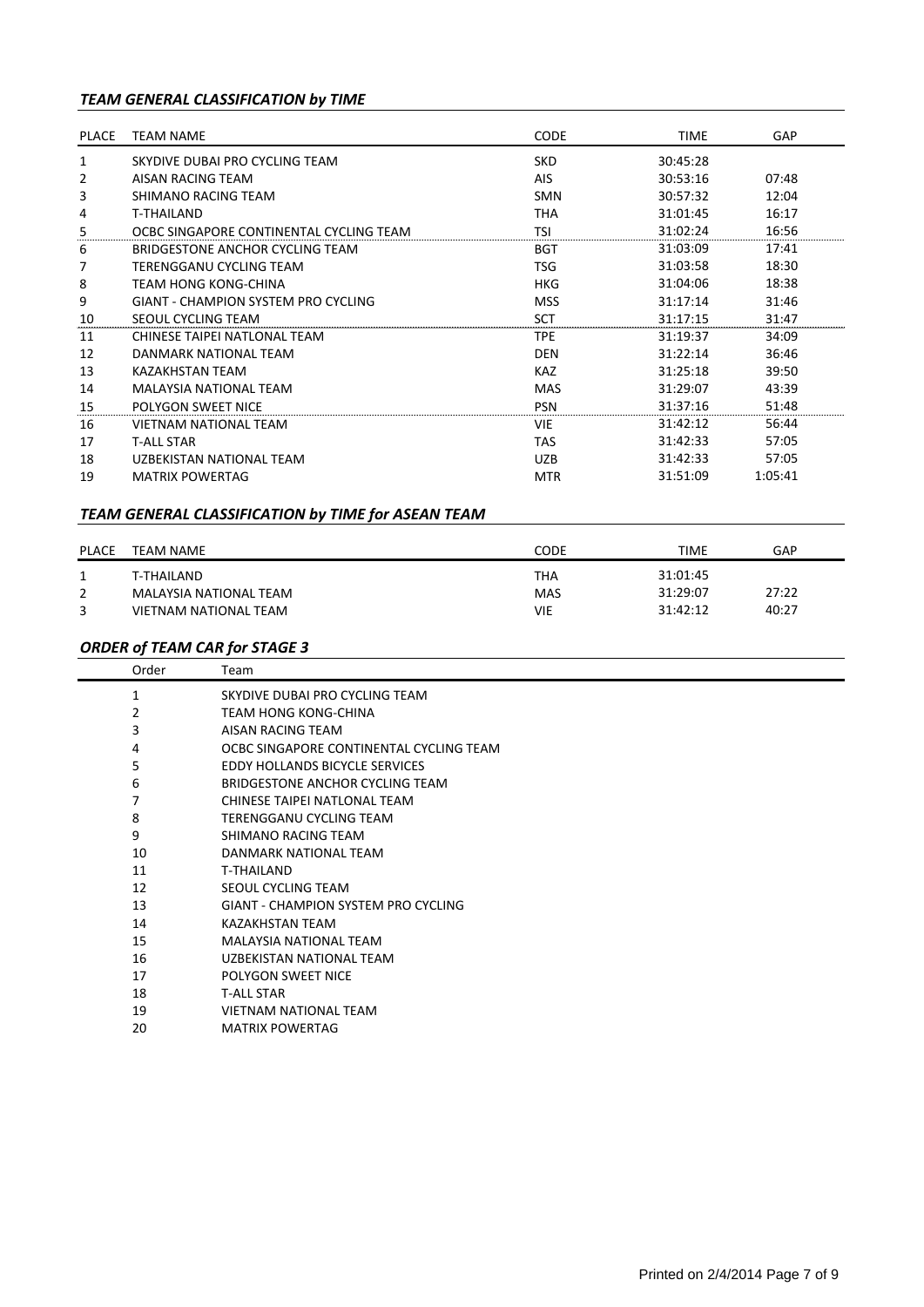### *TEAM GENERAL CLASSIFICATION by TIME*

| PLACE | TEAM NAME | CODE | TIME | GAP |
|---|---|---|---|---|
| 1 | SKYDIVE DUBAI PRO CYCLING TEAM | SKD | 30:45:28 | |
| 2 | AISAN RACING TEAM | AIS | 30:53:16 | 07:48 |
| 3 | SHIMANO RACING TEAM | SMN | 30:57:32 | 12:04 |
| 4 | T-THAILAND | THA | 31:01:45 | 16:17 |
| 5 | OCBC SINGAPORE CONTINENTAL CYCLING TEAM | TSI | 31:02:24 | 16:56 |
| 6 | BRIDGESTONE ANCHOR CYCLING TEAM | BGT | 31:03:09 | 17:41 |
| 7 | TERENGGANU CYCLING TEAM | TSG | 31:03:58 | 18:30 |
| 8 | TEAM HONG KONG-CHINA | HKG | 31:04:06 | 18:38 |
| 9 | GIANT - CHAMPION SYSTEM PRO CYCLING | MSS | 31:17:14 | 31:46 |
| 10 | SEOUL CYCLING TEAM | SCT | 31:17:15 | 31:47 |
| 11 | CHINESE TAIPEI NATLONAL TEAM | TPE | 31:19:37 | 34:09 |
| 12 | DANMARK NATIONAL TEAM | DEN | 31:22:14 | 36:46 |
| 13 | KAZAKHSTAN TEAM | KAZ | 31:25:18 | 39:50 |
| 14 | MALAYSIA NATIONAL TEAM | MAS | 31:29:07 | 43:39 |
| 15 | POLYGON SWEET NICE | PSN | 31:37:16 | 51:48 |
| 16 | VIETNAM NATIONAL TEAM | VIE | 31:42:12 | 56:44 |
| 17 | T-ALL STAR | TAS | 31:42:33 | 57:05 |
| 18 | UZBEKISTAN NATIONAL TEAM | UZB | 31:42:33 | 57:05 |
| 19 | MATRIX POWERTAG | MTR | 31:51:09 | 1:05:41 |

### *TEAM GENERAL CLASSIFICATION by TIME for ASEAN TEAM*

| PLACE | TEAM NAME | CODE | TIME | GAP |
|---|---|---|---|---|
| 1 | T-THAILAND | THA | 31:01:45 | |
| 2 | MALAYSIA NATIONAL TEAM | MAS | 31:29:07 | 27:22 |
| 3 | VIETNAM NATIONAL TEAM | VIE | 31:42:12 | 40:27 |

### *ORDER of TEAM CAR for STAGE 3*

| Order | Team |
|---|---|
| 1 | SKYDIVE DUBAI PRO CYCLING TEAM |
| 2 | TEAM HONG KONG-CHINA |
| 3 | AISAN RACING TEAM |
| 4 | OCBC SINGAPORE CONTINENTAL CYCLING TEAM |
| 5 | EDDY HOLLANDS BICYCLE SERVICES |
| 6 | BRIDGESTONE ANCHOR CYCLING TEAM |
| 7 | CHINESE TAIPEI NATLONAL TEAM |
| 8 | TERENGGANU CYCLING TEAM |
| 9 | SHIMANO RACING TEAM |
| 10 | DANMARK NATIONAL TEAM |
| 11 | T-THAILAND |
| 12 | SEOUL CYCLING TEAM |
| 13 | GIANT - CHAMPION SYSTEM PRO CYCLING |
| 14 | KAZAKHSTAN TEAM |
| 15 | MALAYSIA NATIONAL TEAM |
| 16 | UZBEKISTAN NATIONAL TEAM |
| 17 | POLYGON SWEET NICE |
| 18 | T-ALL STAR |
| 19 | VIETNAM NATIONAL TEAM |
| 20 | MATRIX POWERTAG |

Printed on 2/4/2014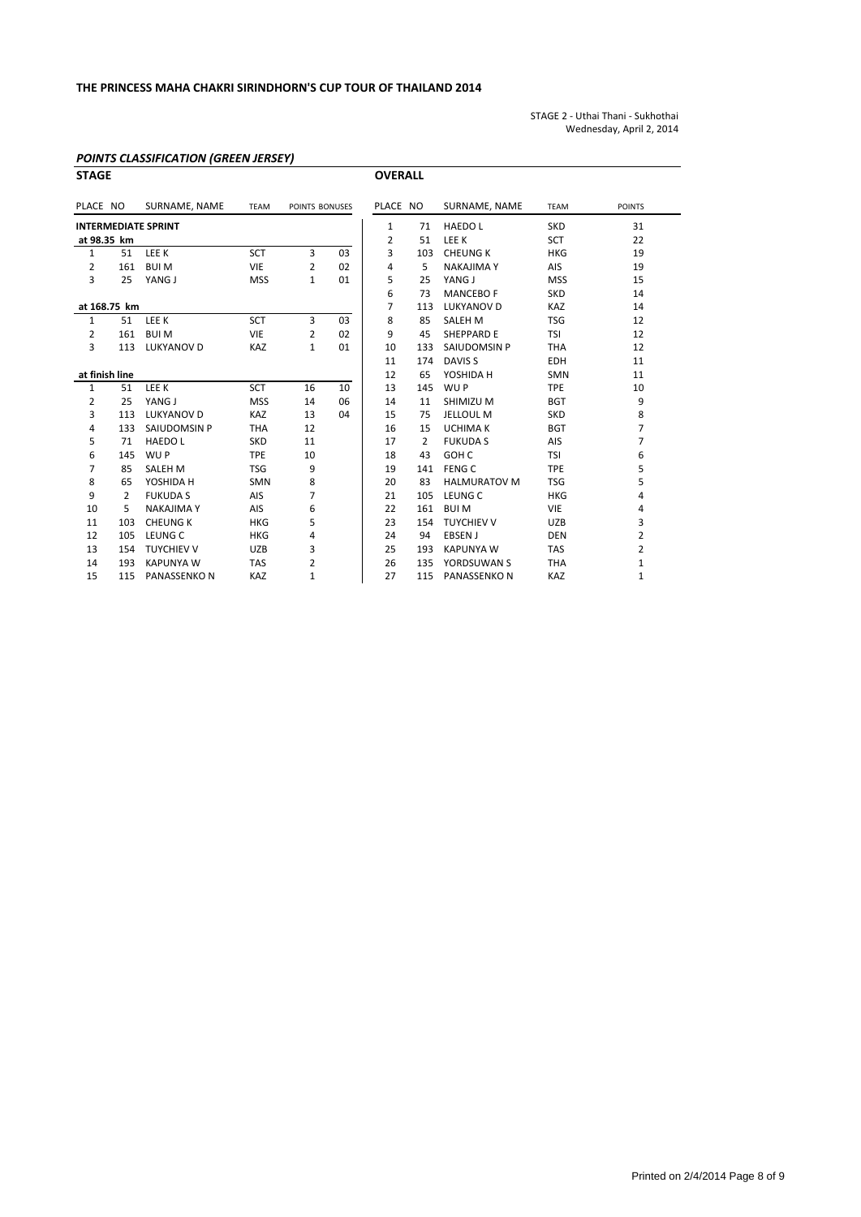**THE PRINCESS MAHA CHAKRI SIRINDHORN'S CUP TOUR OF THAILAND 2014**

STAGE 2 - Uthai Thani - Sukhothai
Wednesday, April 2, 2014

## *POINTS CLASSIFICATION (GREEN JERSEY)*

### STAGE

| PLACE | NO | SURNAME, NAME | TEAM | POINTS | BONUSES |
|---|---|---|---|---|---|
| **INTERMEDIATE SPRINT** | | | | | |
| **at 98.35 km** | | | | | |
| 1 | 51 | LEE K | SCT | 3 | 03 |
| 2 | 161 | BUI M | VIE | 2 | 02 |
| 3 | 25 | YANG J | MSS | 1 | 01 |
| **at 168.75 km** | | | | | |
| 1 | 51 | LEE K | SCT | 3 | 03 |
| 2 | 161 | BUI M | VIE | 2 | 02 |
| 3 | 113 | LUKYANOV D | KAZ | 1 | 01 |
| **at finish line** | | | | | |
| 1 | 51 | LEE K | SCT | 16 | 10 |
| 2 | 25 | YANG J | MSS | 14 | 06 |
| 3 | 113 | LUKYANOV D | KAZ | 13 | 04 |
| 4 | 133 | SAIUDOMSIN P | THA | 12 | |
| 5 | 71 | HAEDO L | SKD | 11 | |
| 6 | 145 | WU P | TPE | 10 | |
| 7 | 85 | SALEH M | TSG | 9 | |
| 8 | 65 | YOSHIDA H | SMN | 8 | |
| 9 | 2 | FUKUDA S | AIS | 7 | |
| 10 | 5 | NAKAJIMA Y | AIS | 6 | |
| 11 | 103 | CHEUNG K | HKG | 5 | |
| 12 | 105 | LEUNG C | HKG | 4 | |
| 13 | 154 | TUYCHIEV V | UZB | 3 | |
| 14 | 193 | KAPUNYA W | TAS | 2 | |
| 15 | 115 | PANASSENKO N | KAZ | 1 | |

### OVERALL

| PLACE | NO | SURNAME, NAME | TEAM | POINTS |
|---|---|---|---|---|
| 1 | 71 | HAEDO L | SKD | 31 |
| 2 | 51 | LEE K | SCT | 22 |
| 3 | 103 | CHEUNG K | HKG | 19 |
| 4 | 5 | NAKAJIMA Y | AIS | 19 |
| 5 | 25 | YANG J | MSS | 15 |
| 6 | 73 | MANCEBO F | SKD | 14 |
| 7 | 113 | LUKYANOV D | KAZ | 14 |
| 8 | 85 | SALEH M | TSG | 12 |
| 9 | 45 | SHEPPARD E | TSI | 12 |
| 10 | 133 | SAIUDOMSIN P | THA | 12 |
| 11 | 174 | DAVIS S | EDH | 11 |
| 12 | 65 | YOSHIDA H | SMN | 11 |
| 13 | 145 | WU P | TPE | 10 |
| 14 | 11 | SHIMIZU M | BGT | 9 |
| 15 | 75 | JELLOUL M | SKD | 8 |
| 16 | 15 | UCHIMA K | BGT | 7 |
| 17 | 2 | FUKUDA S | AIS | 7 |
| 18 | 43 | GOH C | TSI | 6 |
| 19 | 141 | FENG C | TPE | 5 |
| 20 | 83 | HALMURATOV M | TSG | 5 |
| 21 | 105 | LEUNG C | HKG | 4 |
| 22 | 161 | BUI M | VIE | 4 |
| 23 | 154 | TUYCHIEV V | UZB | 3 |
| 24 | 94 | EBSEN J | DEN | 2 |
| 25 | 193 | KAPUNYA W | TAS | 2 |
| 26 | 135 | YORDSUWAN S | THA | 1 |
| 27 | 115 | PANASSENKO N | KAZ | 1 |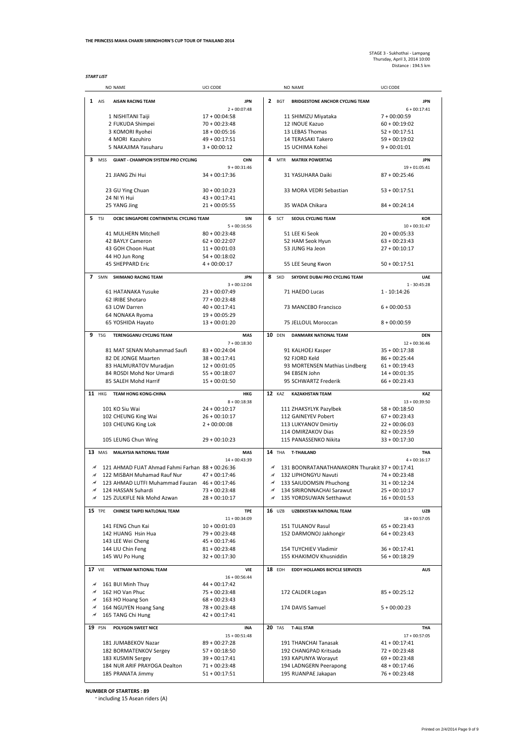**THE PRINCESS MAHA CHAKRI SIRINDHORN'S CUP TOUR OF THAILAND 2014**

STAGE 3 - Sukhothai - Lampang
Thursday, April 3, 2014 10:00
Distance : 194.5 km

***START LIST***

| NO NAME | UCI CODE | NO NAME | UCI CODE |
|---|---|---|---|
| **1** AIS **AISAN RACING TEAM** | **JPN** | **2** BGT **BRIDGESTONE ANCHOR CYCLING TEAM** | **JPN** |
| | 2 + 00:07:48 | | 6 + 00:17:41 |
| 1 NISHITANI Taiji | 17 + 00:04:58 | 11 SHIMIZU Miyataka | 7 + 00:00:59 |
| 2 FUKUDA Shimpei | 70 + 00:23:48 | 12 INOUE Kazuo | 60 + 00:19:02 |
| 3 KOMORI Ryohei | 18 + 00:05:16 | 13 LEBAS Thomas | 52 + 00:17:51 |
| 4 MORI Kazuhiro | 49 + 00:17:51 | 14 TERASAKI Takero | 59 + 00:19:02 |
| 5 NAKAJIMA Yasuharu | 3 + 00:00:12 | 15 UCHIMA Kohei | 9 + 00:01:01 |
| **3** MSS **GIANT - CHAMPION SYSTEM PRO CYCLING** | **CHN** | **4** MTR **MATRIX POWERTAG** | **JPN** |
| | 9 + 00:31:46 | | 19 + 01:05:41 |
| 21 JIANG Zhi Hui | 34 + 00:17:36 | 31 YASUHARA Daiki | 87 + 00:25:46 |
| 23 GU Ying Chuan | 30 + 00:10:23 | 33 MORA VEDRI Sebastian | 53 + 00:17:51 |
| 24 NI Yi Hui | 43 + 00:17:41 | | |
| 25 YANG Jing | 21 + 00:05:55 | 35 WADA Chikara | 84 + 00:24:14 |
| **5** TSI **OCBC SINGAPORE CONTINENTAL CYCLING TEAM** | **SIN** | **6** SCT **SEOUL CYCLING TEAM** | **KOR** |
| | 5 + 00:16:56 | | 10 + 00:31:47 |
| 41 MULHERN Mitchell | 80 + 00:23:48 | 51 LEE Ki Seok | 20 + 00:05:33 |
| 42 BAYLY Cameron | 62 + 00:22:07 | 52 HAM Seok Hyun | 63 + 00:23:43 |
| 43 GOH Choon Huat | 11 + 00:01:03 | 53 JUNG Ha Jeon | 27 + 00:10:17 |
| 44 HO Jun Rong | 54 + 00:18:02 | | |
| 45 SHEPPARD Eric | 4 + 00:00:17 | 55 LEE Seung Kwon | 50 + 00:17:51 |
| **7** SMN **SHIMANO RACING TEAM** | **JPN** | **8** SKD **SKYDIVE DUBAI PRO CYCLING TEAM** | **UAE** |
| | 3 + 00:12:04 | | 1 - 30:45:28 |
| 61 HATANAKA Yusuke | 23 + 00:07:49 | 71 HAEDO Lucas | 1 - 10:14:26 |
| 62 IRIBE Shotaro | 77 + 00:23:48 | | |
| 63 LOW Darren | 40 + 00:17:41 | 73 MANCEBO Francisco | 6 + 00:00:53 |
| 64 NONAKA Ryoma | 19 + 00:05:29 | | |
| 65 YOSHIDA Hayato | 13 + 00:01:20 | 75 JELLOUL Moroccan | 8 + 00:00:59 |
| **9** TSG **TERENGGANU CYCLING TEAM** | **MAS** | **10** DEN **DANMARK NATIONAL TEAM** | **DEN** |
| | 7 + 00:18:30 | | 12 + 00:36:46 |
| 81 MAT SENAN Mohammad Saufi | 83 + 00:24:04 | 91 KALHOEJ Kasper | 35 + 00:17:38 |
| 82 DE JONGE Maarten | 38 + 00:17:41 | 92 FJORD Keld | 86 + 00:25:44 |
| 83 HALMURATOV Muradjan | 12 + 00:01:05 | 93 MORTENSEN Mathias Lindberg | 61 + 00:19:43 |
| 84 ROSDI Mohd Nor Umardi | 55 + 00:18:07 | 94 EBSEN John | 14 + 00:01:35 |
| 85 SALEH Mohd Harrif | 15 + 00:01:50 | 95 SCHWARTZ Frederik | 66 + 00:23:43 |
| **11** HKG **TEAM HONG KONG-CHINA** | **HKG** | **12** KAZ **KAZAKHSTAN TEAM** | **KAZ** |
| | 8 + 00:18:38 | | 13 + 00:39:50 |
| 101 KO Siu Wai | 24 + 00:10:17 | 111 ZHAKSYLYK Pazylbek | 58 + 00:18:50 |
| 102 CHEUNG King Wai | 26 + 00:10:17 | 112 GAINEYEV Pobert | 67 + 00:23:43 |
| 103 CHEUNG King Lok | 2 + 00:00:08 | 113 LUKYANOV Dmirtiy | 22 + 00:06:03 |
| | | 114 OMIRZAKOV Dias | 82 + 00:23:59 |
| 105 LEUNG Chun Wing | 29 + 00:10:23 | 115 PANASSENKO Nikita | 33 + 00:17:30 |
| **13** MAS **MALAYSIA NATIONAL TEAM** | **MAS** | **14** THA **T-THAILAND** | **THA** |
| | 14 + 00:43:39 | | 4 + 00:16:17 |
| A 121 AHMAD FUAT Ahmad Fahmi Farhan | 88 + 00:26:36 | A 131 BOONRATANATHANAKORN Thurakit | 37 + 00:17:41 |
| A 122 MISBAH Muhamad Rauf Nur | 47 + 00:17:46 | A 132 LIPHONGYU Navuti | 74 + 00:23:48 |
| A 123 AHMAD LUTFI Muhammad Fauzan | 46 + 00:17:46 | A 133 SAIUDOMSIN Phuchong | 31 + 00:12:24 |
| A 124 HASSAN Suhardi | 73 + 00:23:48 | A 134 SIRIRONNACHAI Sarawut | 25 + 00:10:17 |
| A 125 ZULKIFLE Nik Mohd Azwan | 28 + 00:10:17 | A 135 YORDSUWAN Setthawut | 16 + 00:01:53 |
| **15** TPE **CHINESE TAIPEI NATLONAL TEAM** | **TPE** | **16** UZB **UZBEKISTAN NATIONAL TEAM** | **UZB** |
| | 11 + 00:34:09 | | 18 + 00:57:05 |
| 141 FENG Chun Kai | 10 + 00:01:03 | 151 TULANOV Rasul | 65 + 00:23:43 |
| 142 HUANG Hsin Hua | 79 + 00:23:48 | 152 DARMONOJ Jakhongir | 64 + 00:23:43 |
| 143 LEE Wei Cheng | 45 + 00:17:46 | | |
| 144 LIU Chin Feng | 81 + 00:23:48 | 154 TUYCHIEV Vladimir | 36 + 00:17:41 |
| 145 WU Po Hung | 32 + 00:17:30 | 155 KHAKIMOV Khusniddin | 56 + 00:18:29 |
| **17** VIE **VIETNAM NATIONAL TEAM** | **VIE** | **18** EDH **EDDY HOLLANDS BICYCLE SERVICES** | **AUS** |
| | 16 + 00:56:44 | | |
| A 161 BUI Minh Thuy | 44 + 00:17:42 | | |
| A 162 HO Van Phuc | 75 + 00:23:48 | 172 CALDER Logan | 85 + 00:25:12 |
| A 163 HO Hoang Son | 68 + 00:23:43 | | |
| A 164 NGUYEN Hoang Sang | 78 + 00:23:48 | 174 DAVIS Samuel | 5 + 00:00:23 |
| A 165 TANG Chi Hung | 42 + 00:17:41 | | |
| **19** PSN **POLYGON SWEET NICE** | **INA** | **20** TAS **T-ALL STAR** | **THA** |
| | 15 + 00:51:48 | | 17 + 00:57:05 |
| 181 JUMABEKOV Nazar | 89 + 00:27:28 | 191 THANCHAI Tanasak | 41 + 00:17:41 |
| 182 BORMATENKOV Sergey | 57 + 00:18:50 | 192 CHANGPAD Kritsada | 72 + 00:23:48 |
| 183 KUSMIN Sergey | 39 + 00:17:41 | 193 KAPUNYA Worayut | 69 + 00:23:48 |
| 184 NUR ARIF PRAYOGA Dealton | 71 + 00:23:48 | 194 LADNGERN Peerapong | 48 + 00:17:46 |
| 185 PRANATA Jimmy | 51 + 00:17:51 | 195 RUANPAE Jakapan | 76 + 00:23:48 |

**NUMBER OF STARTERS : 89**

\* including 15 Asean riders (A)